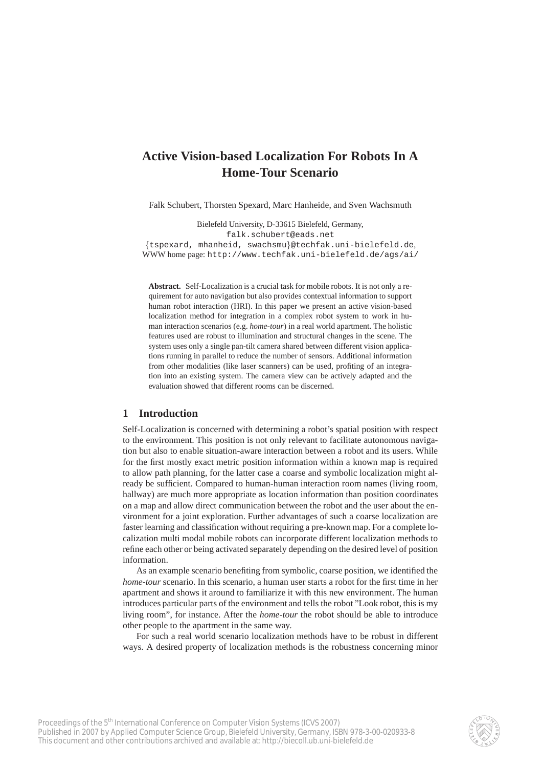# Active Vision-based Localization For Robots In A Home-Tour Scenario

Falk Schubert, Thorsten Spexard, Marc Hanheide, and Sven Wachsmuth

Bielefeld University, D-33615 Bielefeld, Germany,
falk.schubert@eads.net
{tspexard, mhanheid, swachsmu}@techfak.uni-bielefeld.de,
WWW home page: http://www.techfak.uni-bielefeld.de/ags/ai/

**Abstract.** Self-Localization is a crucial task for mobile robots. It is not only a requirement for auto navigation but also provides contextual information to support human robot interaction (HRI). In this paper we present an active vision-based localization method for integration in a complex robot system to work in human interaction scenarios (e.g. *home-tour*) in a real world apartment. The holistic features used are robust to illumination and structural changes in the scene. The system uses only a single pan-tilt camera shared between different vision applications running in parallel to reduce the number of sensors. Additional information from other modalities (like laser scanners) can be used, profiting of an integration into an existing system. The camera view can be actively adapted and the evaluation showed that different rooms can be discerned.

## 1 Introduction

Self-Localization is concerned with determining a robot's spatial position with respect to the environment. This position is not only relevant to facilitate autonomous navigation but also to enable situation-aware interaction between a robot and its users. While for the first mostly exact metric position information within a known map is required to allow path planning, for the latter case a coarse and symbolic localization might already be sufficient. Compared to human-human interaction room names (living room, hallway) are much more appropriate as location information than position coordinates on a map and allow direct communication between the robot and the user about the environment for a joint exploration. Further advantages of such a coarse localization are faster learning and classification without requiring a pre-known map. For a complete localization multi modal mobile robots can incorporate different localization methods to refine each other or being activated separately depending on the desired level of position information.

As an example scenario benefiting from symbolic, coarse position, we identified the *home-tour* scenario. In this scenario, a human user starts a robot for the first time in her apartment and shows it around to familiarize it with this new environment. The human introduces particular parts of the environment and tells the robot "Look robot, this is my living room", for instance. After the *home-tour* the robot should be able to introduce other people to the apartment in the same way.

For such a real world scenario localization methods have to be robust in different ways. A desired property of localization methods is the robustness concerning minor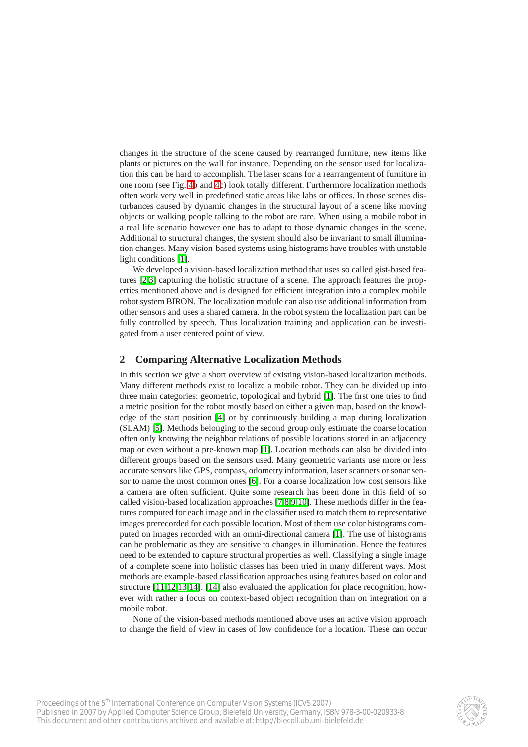changes in the structure of the scene caused by rearranged furniture, new items like plants or pictures on the wall for instance. Depending on the sensor used for localization this can be hard to accomplish. The laser scans for a rearrangement of furniture in one room (see Fig. 4b and 4c) look totally different. Furthermore localization methods often work very well in predefined static areas like labs or offices. In those scenes disturbances caused by dynamic changes in the structural layout of a scene like moving objects or walking people talking to the robot are rare. When using a mobile robot in a real life scenario however one has to adapt to those dynamic changes in the scene. Additional to structural changes, the system should also be invariant to small illumination changes. Many vision-based systems using histograms have troubles with unstable light conditions [1].

We developed a vision-based localization method that uses so called gist-based features [2,3] capturing the holistic structure of a scene. The approach features the properties mentioned above and is designed for efficient integration into a complex mobile robot system BIRON. The localization module can also use additional information from other sensors and uses a shared camera. In the robot system the localization part can be fully controlled by speech. Thus localization training and application can be investigated from a user centered point of view.

## 2 Comparing Alternative Localization Methods

In this section we give a short overview of existing vision-based localization methods. Many different methods exist to localize a mobile robot. They can be divided up into three main categories: geometric, topological and hybrid [1]. The first one tries to find a metric position for the robot mostly based on either a given map, based on the knowledge of the start position [4] or by continuously building a map during localization (SLAM) [5]. Methods belonging to the second group only estimate the coarse location often only knowing the neighbor relations of possible locations stored in an adjacency map or even without a pre-known map [1]. Location methods can also be divided into different groups based on the sensors used. Many geometric variants use more or less accurate sensors like GPS, compass, odometry information, laser scanners or sonar sensor to name the most common ones [6]. For a coarse localization low cost sensors like a camera are often sufficient. Quite some research has been done in this field of so called vision-based localization approaches [7,8,9,10]. These methods differ in the features computed for each image and in the classifier used to match them to representative images prerecorded for each possible location. Most of them use color histograms computed on images recorded with an omni-directional camera [1]. The use of histograms can be problematic as they are sensitive to changes in illumination. Hence the features need to be extended to capture structural properties as well. Classifying a single image of a complete scene into holistic classes has been tried in many different ways. Most methods are example-based classification approaches using features based on color and structure [11,12,13,14]. [14] also evaluated the application for place recognition, however with rather a focus on context-based object recognition than on integration on a mobile robot.

None of the vision-based methods mentioned above uses an active vision approach to change the field of view in cases of low confidence for a location. These can occur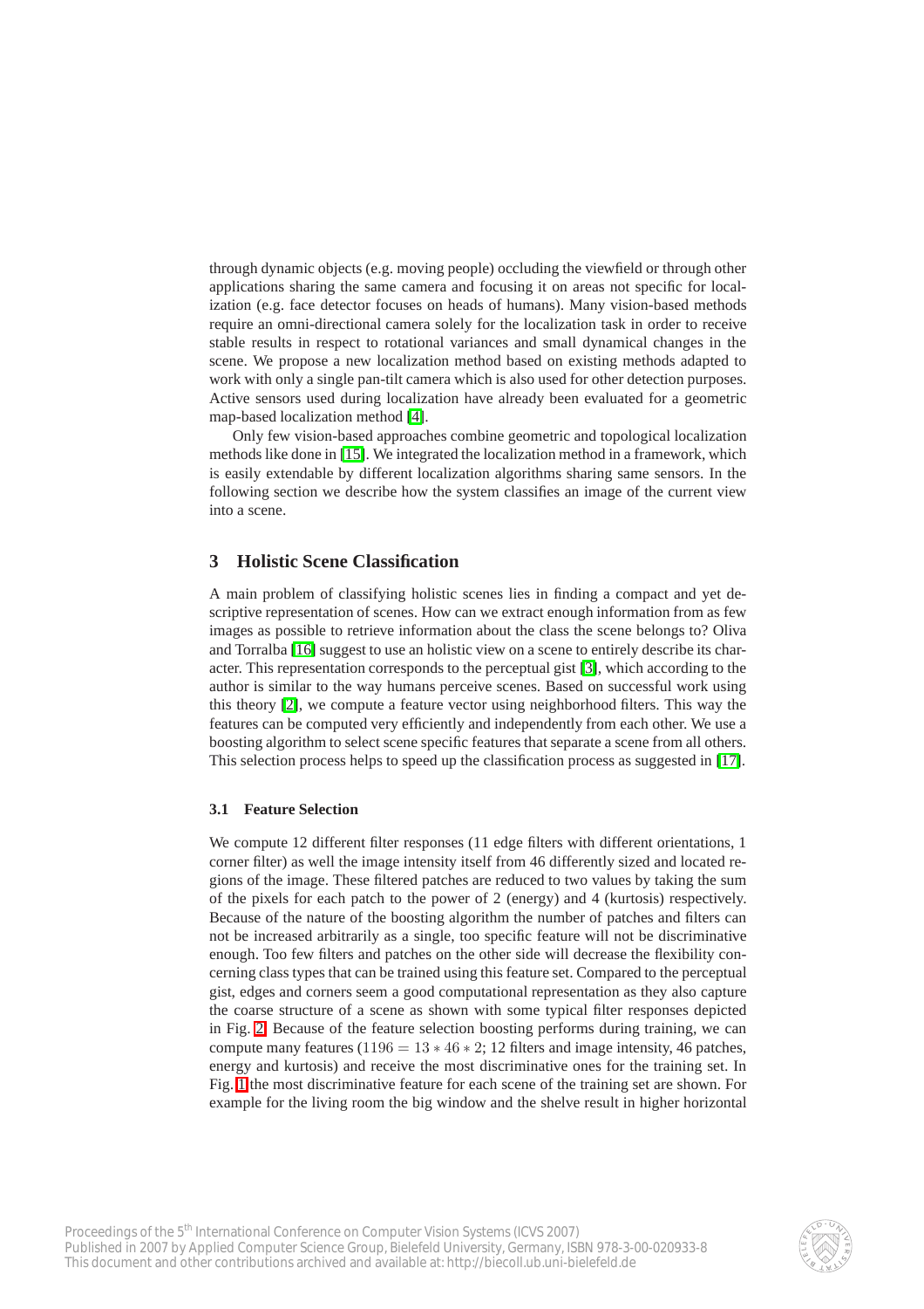through dynamic objects (e.g. moving people) occluding the viewfield or through other applications sharing the same camera and focusing it on areas not specific for localization (e.g. face detector focuses on heads of humans). Many vision-based methods require an omni-directional camera solely for the localization task in order to receive stable results in respect to rotational variances and small dynamical changes in the scene. We propose a new localization method based on existing methods adapted to work with only a single pan-tilt camera which is also used for other detection purposes. Active sensors used during localization have already been evaluated for a geometric map-based localization method [4].

Only few vision-based approaches combine geometric and topological localization methods like done in [15]. We integrated the localization method in a framework, which is easily extendable by different localization algorithms sharing same sensors. In the following section we describe how the system classifies an image of the current view into a scene.

## 3 Holistic Scene Classification

A main problem of classifying holistic scenes lies in finding a compact and yet descriptive representation of scenes. How can we extract enough information from as few images as possible to retrieve information about the class the scene belongs to? Oliva and Torralba [16] suggest to use an holistic view on a scene to entirely describe its character. This representation corresponds to the perceptual gist [3], which according to the author is similar to the way humans perceive scenes. Based on successful work using this theory [2], we compute a feature vector using neighborhood filters. This way the features can be computed very efficiently and independently from each other. We use a boosting algorithm to select scene specific features that separate a scene from all others. This selection process helps to speed up the classification process as suggested in [17].

### 3.1 Feature Selection

We compute 12 different filter responses (11 edge filters with different orientations, 1 corner filter) as well the image intensity itself from 46 differently sized and located regions of the image. These filtered patches are reduced to two values by taking the sum of the pixels for each patch to the power of 2 (energy) and 4 (kurtosis) respectively. Because of the nature of the boosting algorithm the number of patches and filters can not be increased arbitrarily as a single, too specific feature will not be discriminative enough. Too few filters and patches on the other side will decrease the flexibility concerning class types that can be trained using this feature set. Compared to the perceptual gist, edges and corners seem a good computational representation as they also capture the coarse structure of a scene as shown with some typical filter responses depicted in Fig. 2. Because of the feature selection boosting performs during training, we can compute many features ($1196 = 13 * 46 * 2$; 12 filters and image intensity, 46 patches, energy and kurtosis) and receive the most discriminative ones for the training set. In Fig. 1 the most discriminative feature for each scene of the training set are shown. For example for the living room the big window and the shelve result in higher horizontal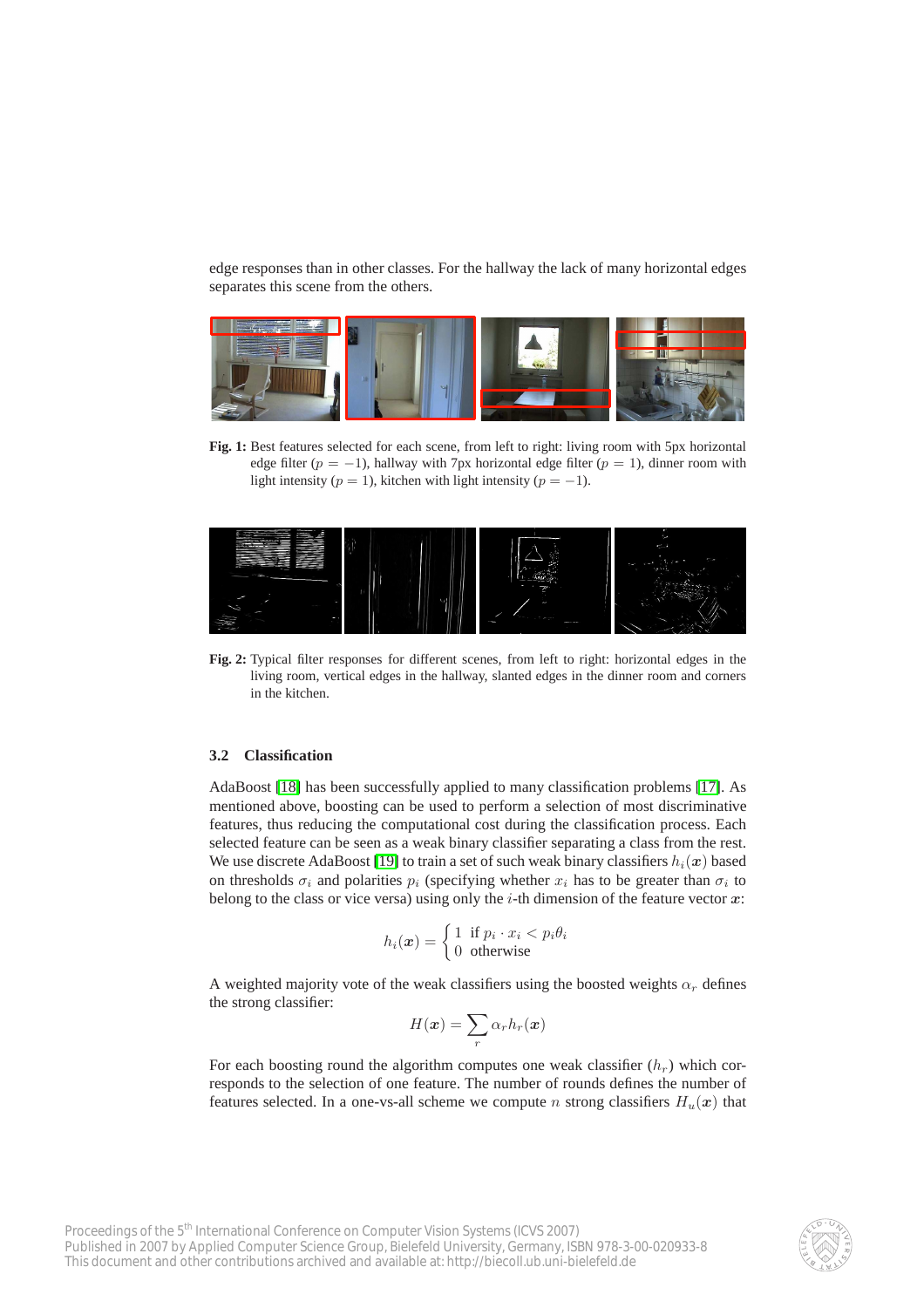edge responses than in other classes. For the hallway the lack of many horizontal edges separates this scene from the others.

**Fig. 1:** Best features selected for each scene, from left to right: living room with 5px horizontal edge filter ($p = -1$), hallway with 7px horizontal edge filter ($p = 1$), dinner room with light intensity ($p = 1$), kitchen with light intensity ($p = -1$).

**Fig. 2:** Typical filter responses for different scenes, from left to right: horizontal edges in the living room, vertical edges in the hallway, slanted edges in the dinner room and corners in the kitchen.

### 3.2 Classification

AdaBoost [18] has been successfully applied to many classification problems [17]. As mentioned above, boosting can be used to perform a selection of most discriminative features, thus reducing the computational cost during the classification process. Each selected feature can be seen as a weak binary classifier separating a class from the rest. We use discrete AdaBoost [19] to train a set of such weak binary classifiers $h_i(\boldsymbol{x})$ based on thresholds $\sigma_i$ and polarities $p_i$ (specifying whether $x_i$ has to be greater than $\sigma_i$ to belong to the class or vice versa) using only the $i$-th dimension of the feature vector $\boldsymbol{x}$:

$$h_i(\boldsymbol{x}) = \begin{cases} 1 & \text{if } p_i \cdot x_i < p_i \theta_i \\ 0 & \text{otherwise} \end{cases}$$

A weighted majority vote of the weak classifiers using the boosted weights $\alpha_r$ defines the strong classifier:

$$H(\boldsymbol{x}) = \sum_r \alpha_r h_r(\boldsymbol{x})$$

For each boosting round the algorithm computes one weak classifier ($h_r$) which corresponds to the selection of one feature. The number of rounds defines the number of features selected. In a one-vs-all scheme we compute $n$ strong classifiers $H_u(\boldsymbol{x})$ that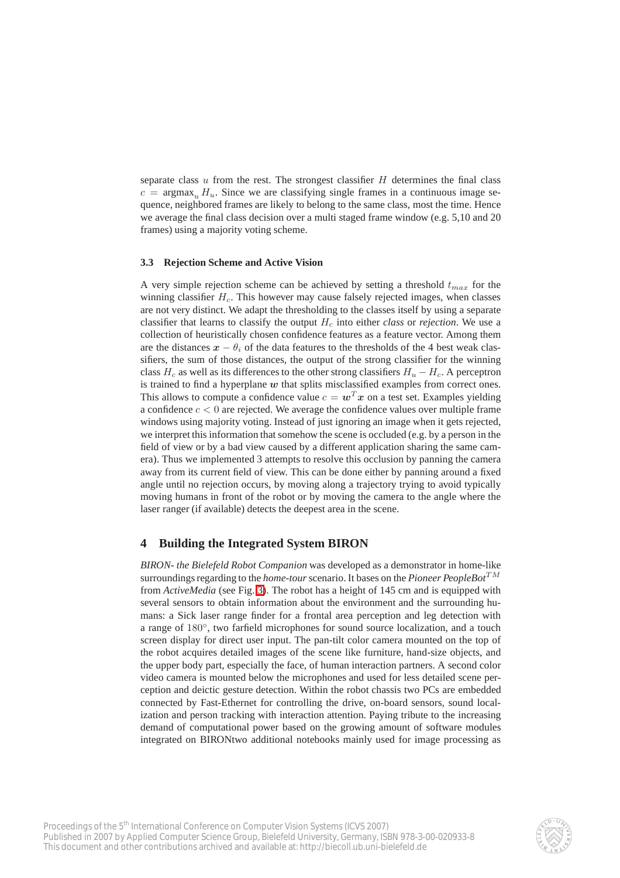separate class $u$ from the rest. The strongest classifier $H$ determines the final class $c = \text{argmax}_u H_u$. Since we are classifying single frames in a continuous image sequence, neighbored frames are likely to belong to the same class, most the time. Hence we average the final class decision over a multi staged frame window (e.g. 5,10 and 20 frames) using a majority voting scheme.

### 3.3 Rejection Scheme and Active Vision

A very simple rejection scheme can be achieved by setting a threshold $t_{max}$ for the winning classifier $H_c$. This however may cause falsely rejected images, when classes are not very distinct. We adapt the thresholding to the classes itself by using a separate classifier that learns to classify the output $H_c$ into either *class* or *rejection*. We use a collection of heuristically chosen confidence features as a feature vector. Among them are the distances $\boldsymbol{x} - \theta_i$ of the data features to the thresholds of the 4 best weak classifiers, the sum of those distances, the output of the strong classifier for the winning class $H_c$ as well as its differences to the other strong classifiers $H_u - H_c$. A perceptron is trained to find a hyperplane $\boldsymbol{w}$ that splits misclassified examples from correct ones. This allows to compute a confidence value $c = \boldsymbol{w}^T\boldsymbol{x}$ on a test set. Examples yielding a confidence $c < 0$ are rejected. We average the confidence values over multiple frame windows using majority voting. Instead of just ignoring an image when it gets rejected, we interpret this information that somehow the scene is occluded (e.g. by a person in the field of view or by a bad view caused by a different application sharing the same camera). Thus we implemented 3 attempts to resolve this occlusion by panning the camera away from its current field of view. This can be done either by panning around a fixed angle until no rejection occurs, by moving along a trajectory trying to avoid typically moving humans in front of the robot or by moving the camera to the angle where the laser ranger (if available) detects the deepest area in the scene.

## 4 Building the Integrated System BIRON

*BIRON- the Bielefeld Robot Companion* was developed as a demonstrator in home-like surroundings regarding to the *home-tour* scenario. It bases on the *Pioneer PeopleBot*$^{TM}$ from *ActiveMedia* (see Fig. 3). The robot has a height of 145 cm and is equipped with several sensors to obtain information about the environment and the surrounding humans: a Sick laser range finder for a frontal area perception and leg detection with a range of $180°$, two farfield microphones for sound source localization, and a touch screen display for direct user input. The pan-tilt color camera mounted on the top of the robot acquires detailed images of the scene like furniture, hand-size objects, and the upper body part, especially the face, of human interaction partners. A second color video camera is mounted below the microphones and used for less detailed scene perception and deictic gesture detection. Within the robot chassis two PCs are embedded connected by Fast-Ethernet for controlling the drive, on-board sensors, sound localization and person tracking with interaction attention. Paying tribute to the increasing demand of computational power based on the growing amount of software modules integrated on BIRONtwo additional notebooks mainly used for image processing as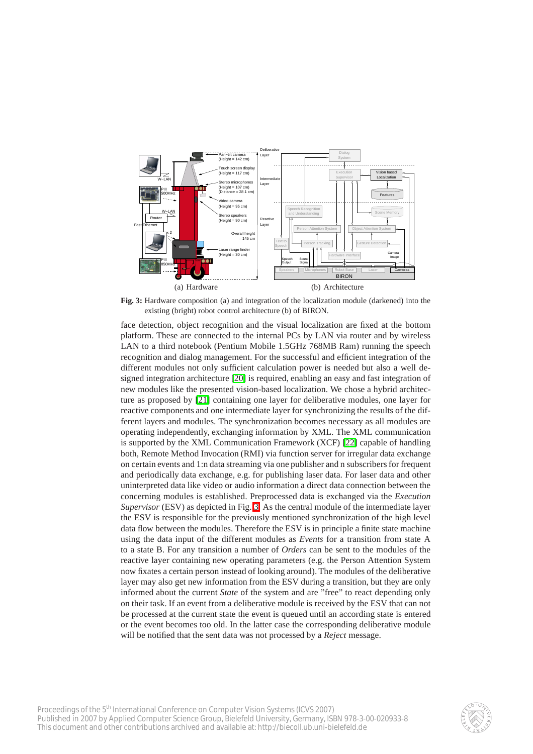(a) Hardware

(b) Architecture

**Fig. 3:** Hardware composition (a) and integration of the localization module (darkened) into the existing (bright) robot control architecture (b) of BIRON.

face detection, object recognition and the visual localization are fixed at the bottom platform. These are connected to the internal PCs by LAN via router and by wireless LAN to a third notebook (Pentium Mobile 1.5GHz 768MB Ram) running the speech recognition and dialog management. For the successful and efficient integration of the different modules not only sufficient calculation power is needed but also a well designed integration architecture [20] is required, enabling an easy and fast integration of new modules like the presented vision-based localization. We chose a hybrid architecture as proposed by [21] containing one layer for deliberative modules, one layer for reactive components and one intermediate layer for synchronizing the results of the different layers and modules. The synchronization becomes necessary as all modules are operating independently, exchanging information by XML. The XML communication is supported by the XML Communication Framework (XCF) [22] capable of handling both, Remote Method Invocation (RMI) via function server for irregular data exchange on certain events and 1:n data streaming via one publisher and n subscribers for frequent and periodically data exchange, e.g. for publishing laser data. For laser data and other uninterpreted data like video or audio information a direct data connection between the concerning modules is established. Preprocessed data is exchanged via the *Execution Supervisor* (ESV) as depicted in Fig. 3. As the central module of the intermediate layer the ESV is responsible for the previously mentioned synchronization of the high level data flow between the modules. Therefore the ESV is in principle a finite state machine using the data input of the different modules as *Events* for a transition from state A to a state B. For any transition a number of *Orders* can be sent to the modules of the reactive layer containing new operating parameters (e.g. the Person Attention System now fixates a certain person instead of looking around). The modules of the deliberative layer may also get new information from the ESV during a transition, but they are only informed about the current *State* of the system and are "free" to react depending only on their task. If an event from a deliberative module is received by the ESV that can not be processed at the current state the event is queued until an according state is entered or the event becomes too old. In the latter case the corresponding deliberative module will be notified that the sent data was not processed by a *Reject* message.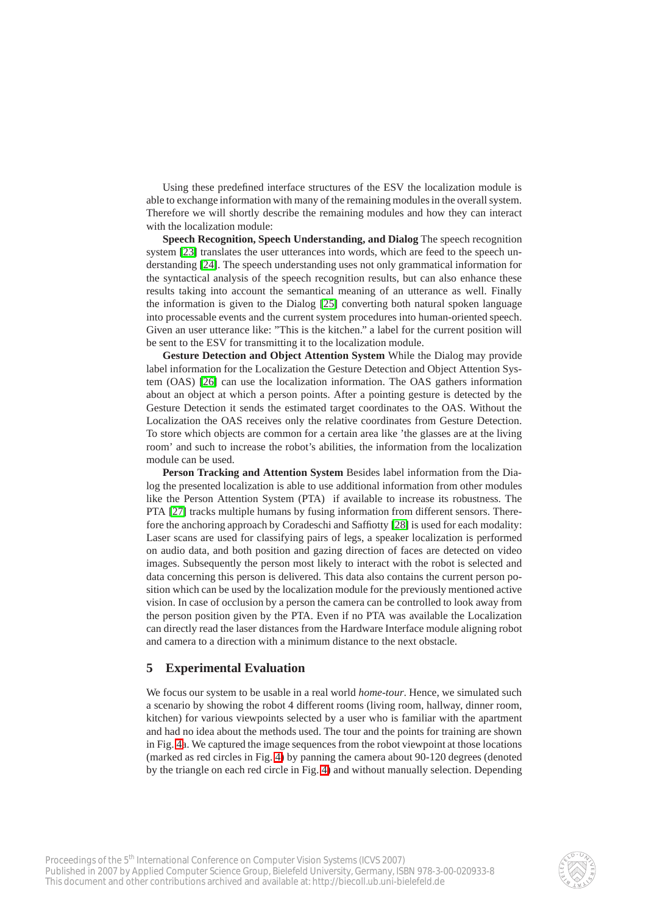Using these predefined interface structures of the ESV the localization module is able to exchange information with many of the remaining modules in the overall system. Therefore we will shortly describe the remaining modules and how they can interact with the localization module:

**Speech Recognition, Speech Understanding, and Dialog** The speech recognition system [23] translates the user utterances into words, which are feed to the speech understanding [24]. The speech understanding uses not only grammatical information for the syntactical analysis of the speech recognition results, but can also enhance these results taking into account the semantical meaning of an utterance as well. Finally the information is given to the Dialog [25] converting both natural spoken language into processable events and the current system procedures into human-oriented speech. Given an user utterance like: "This is the kitchen." a label for the current position will be sent to the ESV for transmitting it to the localization module.

**Gesture Detection and Object Attention System** While the Dialog may provide label information for the Localization the Gesture Detection and Object Attention System (OAS) [26] can use the localization information. The OAS gathers information about an object at which a person points. After a pointing gesture is detected by the Gesture Detection it sends the estimated target coordinates to the OAS. Without the Localization the OAS receives only the relative coordinates from Gesture Detection. To store which objects are common for a certain area like 'the glasses are at the living room' and such to increase the robot's abilities, the information from the localization module can be used.

**Person Tracking and Attention System** Besides label information from the Dialog the presented localization is able to use additional information from other modules like the Person Attention System (PTA) if available to increase its robustness. The PTA [27] tracks multiple humans by fusing information from different sensors. Therefore the anchoring approach by Coradeschi and Saffiotty [28] is used for each modality: Laser scans are used for classifying pairs of legs, a speaker localization is performed on audio data, and both position and gazing direction of faces are detected on video images. Subsequently the person most likely to interact with the robot is selected and data concerning this person is delivered. This data also contains the current person position which can be used by the localization module for the previously mentioned active vision. In case of occlusion by a person the camera can be controlled to look away from the person position given by the PTA. Even if no PTA was available the Localization can directly read the laser distances from the Hardware Interface module aligning robot and camera to a direction with a minimum distance to the next obstacle.

## 5 Experimental Evaluation

We focus our system to be usable in a real world *home-tour*. Hence, we simulated such a scenario by showing the robot 4 different rooms (living room, hallway, dinner room, kitchen) for various viewpoints selected by a user who is familiar with the apartment and had no idea about the methods used. The tour and the points for training are shown in Fig. 4a. We captured the image sequences from the robot viewpoint at those locations (marked as red circles in Fig. 4) by panning the camera about 90-120 degrees (denoted by the triangle on each red circle in Fig. 4) and without manually selection. Depending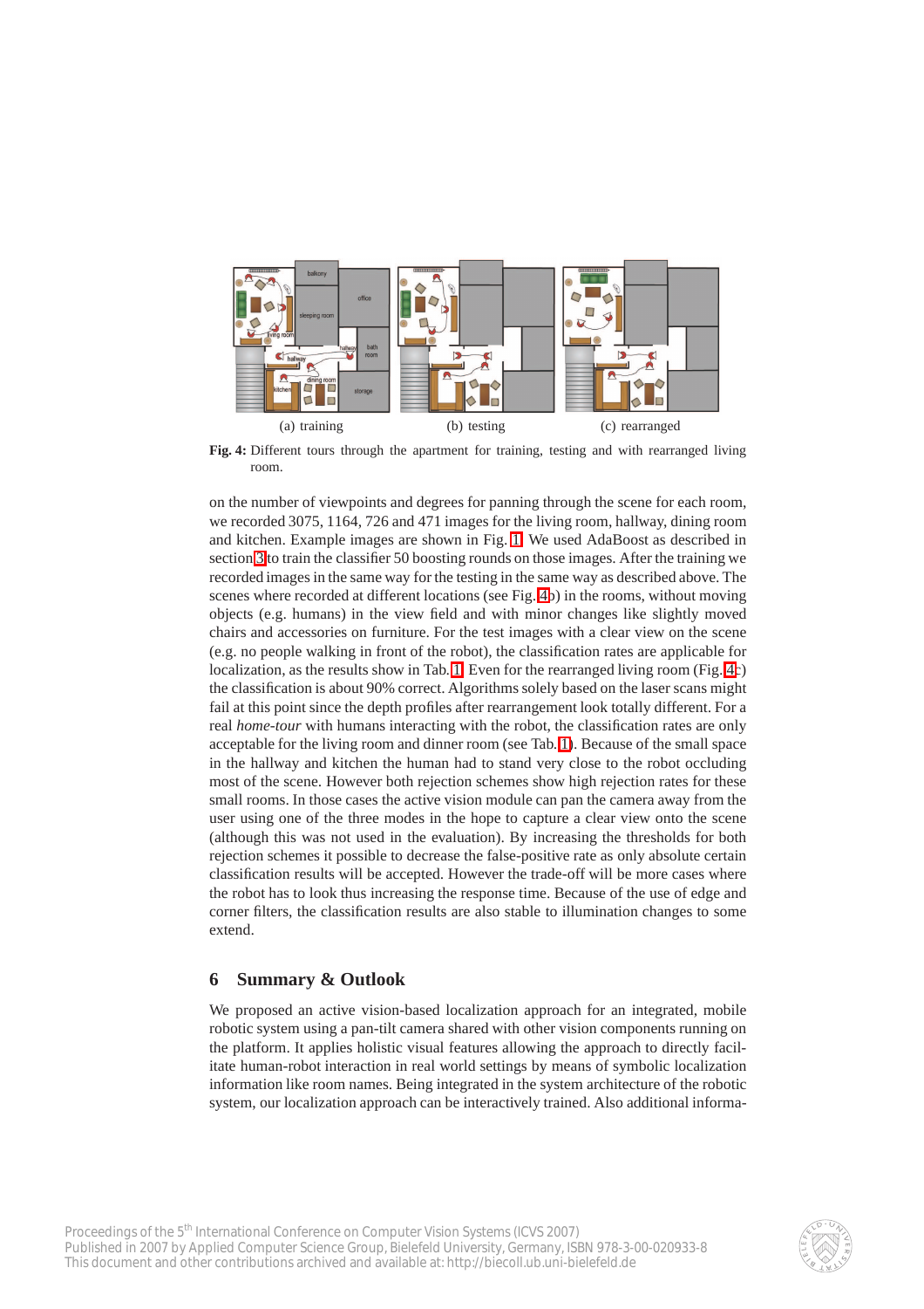(a) training (b) testing (c) rearranged

**Fig. 4:** Different tours through the apartment for training, testing and with rearranged living room.

on the number of viewpoints and degrees for panning through the scene for each room, we recorded 3075, 1164, 726 and 471 images for the living room, hallway, dining room and kitchen. Example images are shown in Fig. 1. We used AdaBoost as described in section 3 to train the classifier 50 boosting rounds on those images. After the training we recorded images in the same way for the testing in the same way as described above. The scenes where recorded at different locations (see Fig. 4b) in the rooms, without moving objects (e.g. humans) in the view field and with minor changes like slightly moved chairs and accessories on furniture. For the test images with a clear view on the scene (e.g. no people walking in front of the robot), the classification rates are applicable for localization, as the results show in Tab. 1. Even for the rearranged living room (Fig. 4c) the classification is about 90% correct. Algorithms solely based on the laser scans might fail at this point since the depth profiles after rearrangement look totally different. For a real *home-tour* with humans interacting with the robot, the classification rates are only acceptable for the living room and dinner room (see Tab. 1). Because of the small space in the hallway and kitchen the human had to stand very close to the robot occluding most of the scene. However both rejection schemes show high rejection rates for these small rooms. In those cases the active vision module can pan the camera away from the user using one of the three modes in the hope to capture a clear view onto the scene (although this was not used in the evaluation). By increasing the thresholds for both rejection schemes it possible to decrease the false-positive rate as only absolute certain classification results will be accepted. However the trade-off will be more cases where the robot has to look thus increasing the response time. Because of the use of edge and corner filters, the classification results are also stable to illumination changes to some extend.

## 6 Summary & Outlook

We proposed an active vision-based localization approach for an integrated, mobile robotic system using a pan-tilt camera shared with other vision components running on the platform. It applies holistic visual features allowing the approach to directly facilitate human-robot interaction in real world settings by means of symbolic localization information like room names. Being integrated in the system architecture of the robotic system, our localization approach can be interactively trained. Also additional informa-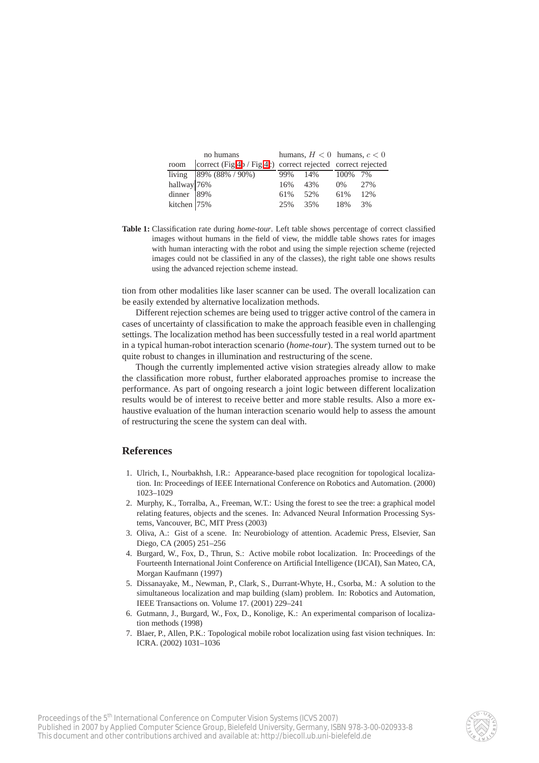| | no humans | humans, $H < 0$ | | humans, $c < 0$ | |
|---|---|---|---|---|---|
| room | correct (Fig 4b / Fig 4c) | correct | rejected | correct | rejected |
| living | 89% (88% / 90%) | 99% | 14% | 100% | 7% |
| hallway | 76% | 16% | 43% | 0% | 27% |
| dinner | 89% | 61% | 52% | 61% | 12% |
| kitchen | 75% | 25% | 35% | 18% | 3% |

**Table 1:** Classification rate during *home-tour*. Left table shows percentage of correct classified images without humans in the field of view, the middle table shows rates for images with human interacting with the robot and using the simple rejection scheme (rejected images could not be classified in any of the classes), the right table one shows results using the advanced rejection scheme instead.

tion from other modalities like laser scanner can be used. The overall localization can be easily extended by alternative localization methods.

Different rejection schemes are being used to trigger active control of the camera in cases of uncertainty of classification to make the approach feasible even in challenging settings. The localization method has been successfully tested in a real world apartment in a typical human-robot interaction scenario (*home-tour*). The system turned out to be quite robust to changes in illumination and restructuring of the scene.

Though the currently implemented active vision strategies already allow to make the classification more robust, further elaborated approaches promise to increase the performance. As part of ongoing research a joint logic between different localization results would be of interest to receive better and more stable results. Also a more exhaustive evaluation of the human interaction scenario would help to assess the amount of restructuring the scene the system can deal with.

## References

1. Ulrich, I., Nourbakhsh, I.R.: Appearance-based place recognition for topological localization. In: Proceedings of IEEE International Conference on Robotics and Automation. (2000) 1023–1029
2. Murphy, K., Torralba, A., Freeman, W.T.: Using the forest to see the tree: a graphical model relating features, objects and the scenes. In: Advanced Neural Information Processing Systems, Vancouver, BC, MIT Press (2003)
3. Oliva, A.: Gist of a scene. In: Neurobiology of attention. Academic Press, Elsevier, San Diego, CA (2005) 251–256
4. Burgard, W., Fox, D., Thrun, S.: Active mobile robot localization. In: Proceedings of the Fourteenth International Joint Conference on Artificial Intelligence (IJCAI), San Mateo, CA, Morgan Kaufmann (1997)
5. Dissanayake, M., Newman, P., Clark, S., Durrant-Whyte, H., Csorba, M.: A solution to the simultaneous localization and map building (slam) problem. In: Robotics and Automation, IEEE Transactions on. Volume 17. (2001) 229–241
6. Gutmann, J., Burgard, W., Fox, D., Konolige, K.: An experimental comparison of localization methods (1998)
7. Blaer, P., Allen, P.K.: Topological mobile robot localization using fast vision techniques. In: ICRA. (2002) 1031–1036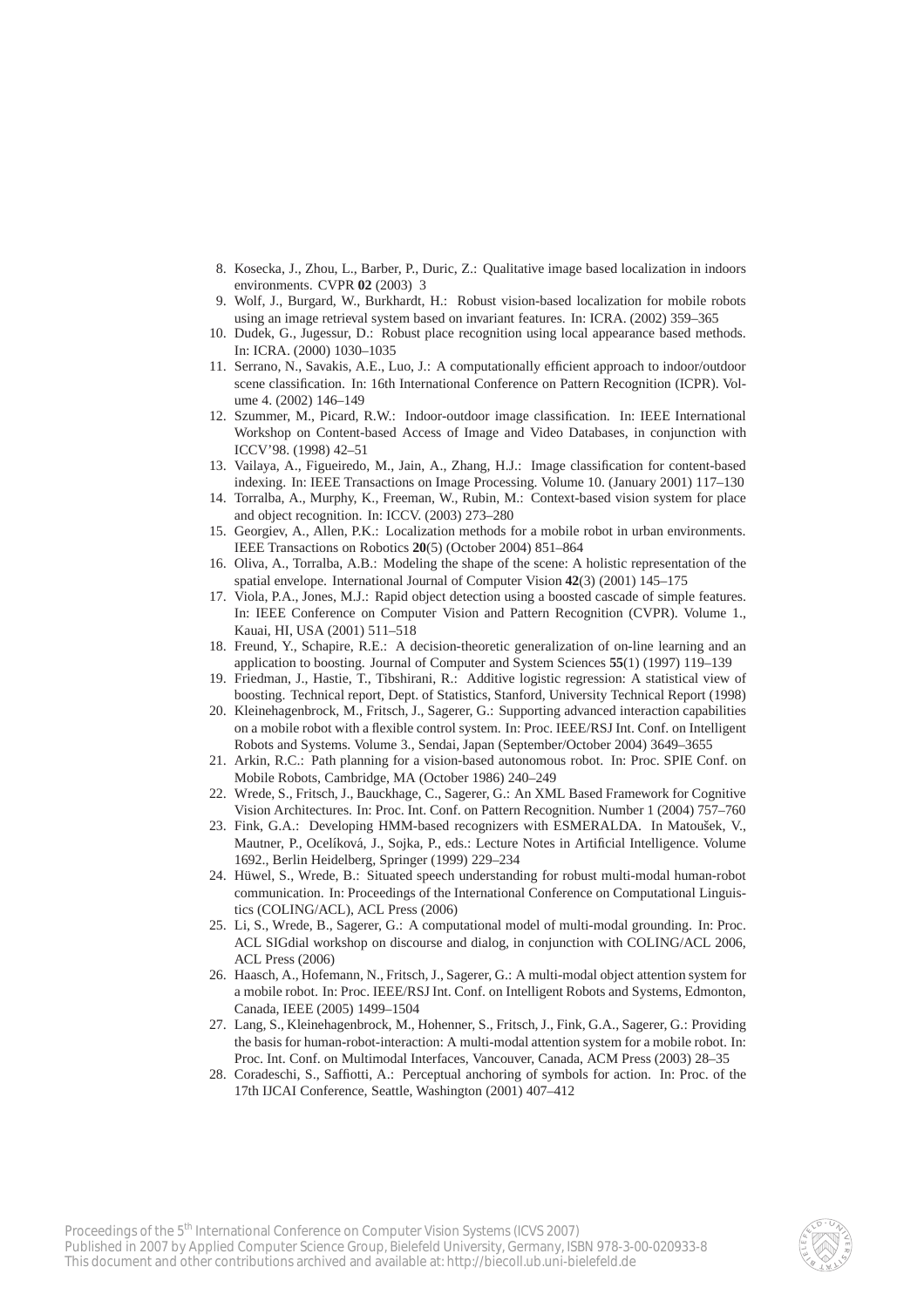8. Kosecka, J., Zhou, L., Barber, P., Duric, Z.: Qualitative image based localization in indoors environments. CVPR **02** (2003) 3
9. Wolf, J., Burgard, W., Burkhardt, H.: Robust vision-based localization for mobile robots using an image retrieval system based on invariant features. In: ICRA. (2002) 359–365
10. Dudek, G., Jugessur, D.: Robust place recognition using local appearance based methods. In: ICRA. (2000) 1030–1035
11. Serrano, N., Savakis, A.E., Luo, J.: A computationally efficient approach to indoor/outdoor scene classification. In: 16th International Conference on Pattern Recognition (ICPR). Volume 4. (2002) 146–149
12. Szummer, M., Picard, R.W.: Indoor-outdoor image classification. In: IEEE International Workshop on Content-based Access of Image and Video Databases, in conjunction with ICCV'98. (1998) 42–51
13. Vailaya, A., Figueiredo, M., Jain, A., Zhang, H.J.: Image classification for content-based indexing. In: IEEE Transactions on Image Processing. Volume 10. (January 2001) 117–130
14. Torralba, A., Murphy, K., Freeman, W., Rubin, M.: Context-based vision system for place and object recognition. In: ICCV. (2003) 273–280
15. Georgiev, A., Allen, P.K.: Localization methods for a mobile robot in urban environments. IEEE Transactions on Robotics **20**(5) (October 2004) 851–864
16. Oliva, A., Torralba, A.B.: Modeling the shape of the scene: A holistic representation of the spatial envelope. International Journal of Computer Vision **42**(3) (2001) 145–175
17. Viola, P.A., Jones, M.J.: Rapid object detection using a boosted cascade of simple features. In: IEEE Conference on Computer Vision and Pattern Recognition (CVPR). Volume 1., Kauai, HI, USA (2001) 511–518
18. Freund, Y., Schapire, R.E.: A decision-theoretic generalization of on-line learning and an application to boosting. Journal of Computer and System Sciences **55**(1) (1997) 119–139
19. Friedman, J., Hastie, T., Tibshirani, R.: Additive logistic regression: A statistical view of boosting. Technical report, Dept. of Statistics, Stanford, University Technical Report (1998)
20. Kleinehagenbrock, M., Fritsch, J., Sagerer, G.: Supporting advanced interaction capabilities on a mobile robot with a flexible control system. In: Proc. IEEE/RSJ Int. Conf. on Intelligent Robots and Systems. Volume 3., Sendai, Japan (September/October 2004) 3649–3655
21. Arkin, R.C.: Path planning for a vision-based autonomous robot. In: Proc. SPIE Conf. on Mobile Robots, Cambridge, MA (October 1986) 240–249
22. Wrede, S., Fritsch, J., Bauckhage, C., Sagerer, G.: An XML Based Framework for Cognitive Vision Architectures. In: Proc. Int. Conf. on Pattern Recognition. Number 1 (2004) 757–760
23. Fink, G.A.: Developing HMM-based recognizers with ESMERALDA. In Matoušek, V., Mautner, P., Ocelíková, J., Sojka, P., eds.: Lecture Notes in Artificial Intelligence. Volume 1692., Berlin Heidelberg, Springer (1999) 229–234
24. Hüwel, S., Wrede, B.: Situated speech understanding for robust multi-modal human-robot communication. In: Proceedings of the International Conference on Computational Linguistics (COLING/ACL), ACL Press (2006)
25. Li, S., Wrede, B., Sagerer, G.: A computational model of multi-modal grounding. In: Proc. ACL SIGdial workshop on discourse and dialog, in conjunction with COLING/ACL 2006, ACL Press (2006)
26. Haasch, A., Hofemann, N., Fritsch, J., Sagerer, G.: A multi-modal object attention system for a mobile robot. In: Proc. IEEE/RSJ Int. Conf. on Intelligent Robots and Systems, Edmonton, Canada, IEEE (2005) 1499–1504
27. Lang, S., Kleinehagenbrock, M., Hohenner, S., Fritsch, J., Fink, G.A., Sagerer, G.: Providing the basis for human-robot-interaction: A multi-modal attention system for a mobile robot. In: Proc. Int. Conf. on Multimodal Interfaces, Vancouver, Canada, ACM Press (2003) 28–35
28. Coradeschi, S., Saffiotti, A.: Perceptual anchoring of symbols for action. In: Proc. of the 17th IJCAI Conference, Seattle, Washington (2001) 407–412